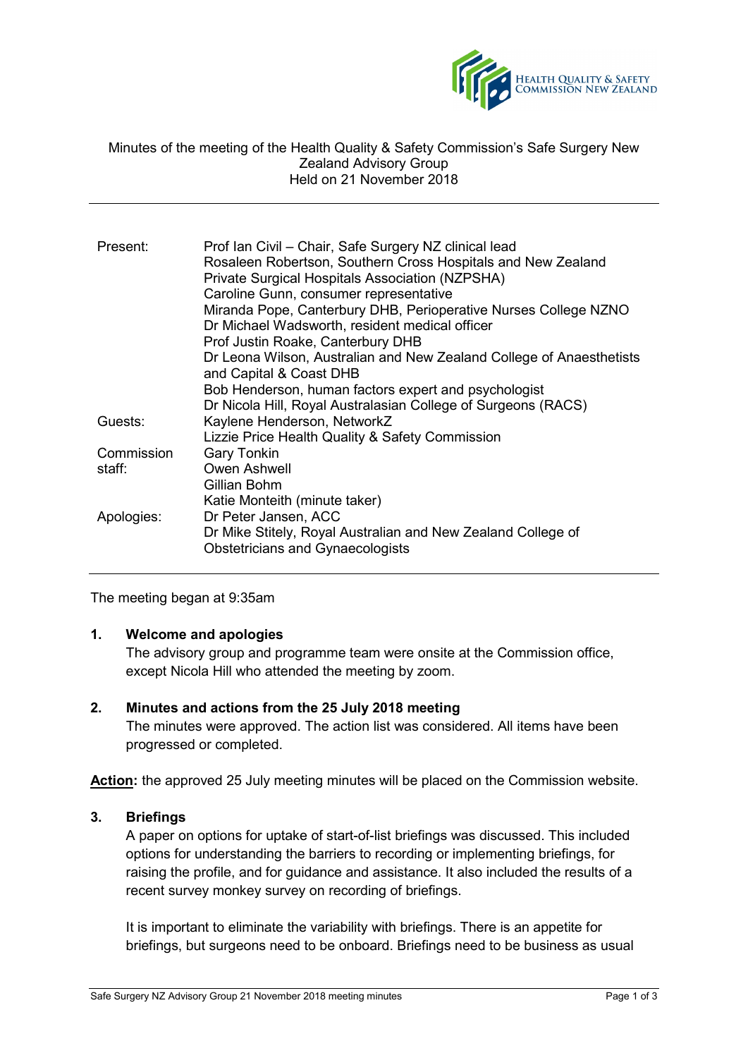Minutes of the meeting of the Health Quality & Safety Commission's Safe Surgery New Zealand Advisory Group
Held on 21 November 2018

| | |
|---|---|
| Present: | Prof Ian Civil – Chair, Safe Surgery NZ clinical lead<br>Rosaleen Robertson, Southern Cross Hospitals and New Zealand Private Surgical Hospitals Association (NZPSHA)<br>Caroline Gunn, consumer representative<br>Miranda Pope, Canterbury DHB, Perioperative Nurses College NZNO<br>Dr Michael Wadsworth, resident medical officer<br>Prof Justin Roake, Canterbury DHB<br>Dr Leona Wilson, Australian and New Zealand College of Anaesthetists and Capital & Coast DHB<br>Bob Henderson, human factors expert and psychologist<br>Dr Nicola Hill, Royal Australasian College of Surgeons (RACS) |
| Guests: | Kaylene Henderson, NetworkZ<br>Lizzie Price Health Quality & Safety Commission |
| Commission staff: | Gary Tonkin<br>Owen Ashwell<br>Gillian Bohm<br>Katie Monteith (minute taker) |
| Apologies: | Dr Peter Jansen, ACC<br>Dr Mike Stitely, Royal Australian and New Zealand College of Obstetricians and Gynaecologists |

The meeting began at 9:35am

**1. Welcome and apologies**

The advisory group and programme team were onsite at the Commission office, except Nicola Hill who attended the meeting by zoom.

**2. Minutes and actions from the 25 July 2018 meeting**

The minutes were approved. The action list was considered. All items have been progressed or completed.

**Action:** the approved 25 July meeting minutes will be placed on the Commission website.

**3. Briefings**

A paper on options for uptake of start-of-list briefings was discussed. This included options for understanding the barriers to recording or implementing briefings, for raising the profile, and for guidance and assistance. It also included the results of a recent survey monkey survey on recording of briefings.

It is important to eliminate the variability with briefings. There is an appetite for briefings, but surgeons need to be onboard. Briefings need to be business as usual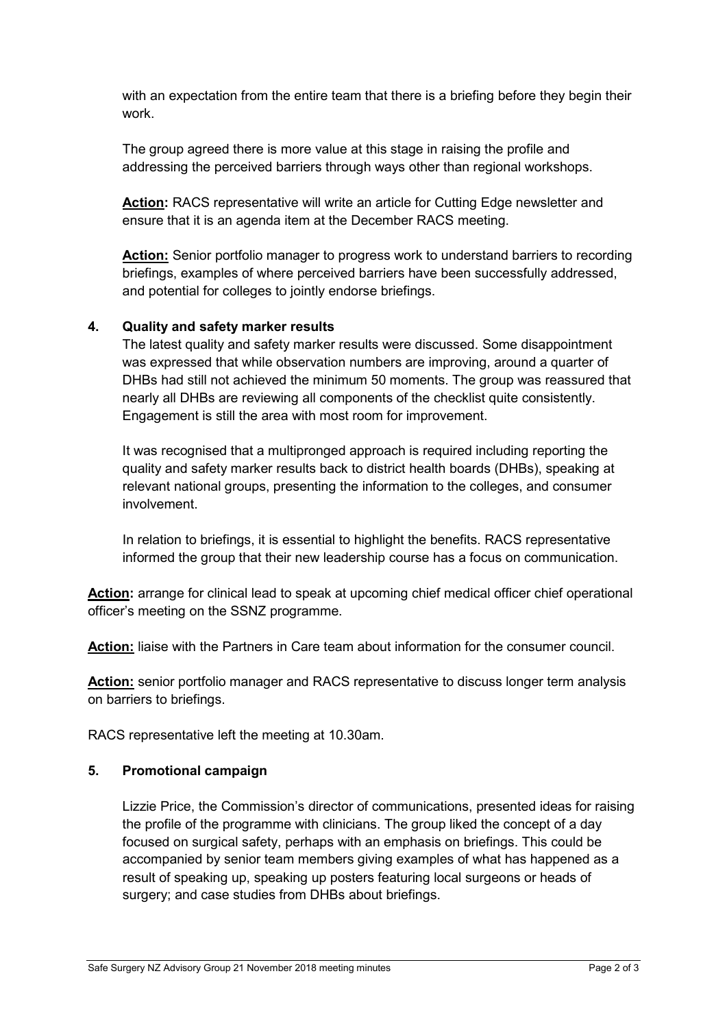with an expectation from the entire team that there is a briefing before they begin their work.

The group agreed there is more value at this stage in raising the profile and addressing the perceived barriers through ways other than regional workshops.

**Action:** RACS representative will write an article for Cutting Edge newsletter and ensure that it is an agenda item at the December RACS meeting.

**Action:** Senior portfolio manager to progress work to understand barriers to recording briefings, examples of where perceived barriers have been successfully addressed, and potential for colleges to jointly endorse briefings.

**4. Quality and safety marker results**

The latest quality and safety marker results were discussed. Some disappointment was expressed that while observation numbers are improving, around a quarter of DHBs had still not achieved the minimum 50 moments. The group was reassured that nearly all DHBs are reviewing all components of the checklist quite consistently. Engagement is still the area with most room for improvement.

It was recognised that a multipronged approach is required including reporting the quality and safety marker results back to district health boards (DHBs), speaking at relevant national groups, presenting the information to the colleges, and consumer involvement.

In relation to briefings, it is essential to highlight the benefits. RACS representative informed the group that their new leadership course has a focus on communication.

**Action:** arrange for clinical lead to speak at upcoming chief medical officer chief operational officer's meeting on the SSNZ programme.

**Action:** liaise with the Partners in Care team about information for the consumer council.

**Action:** senior portfolio manager and RACS representative to discuss longer term analysis on barriers to briefings.

RACS representative left the meeting at 10.30am.

**5. Promotional campaign**

Lizzie Price, the Commission's director of communications, presented ideas for raising the profile of the programme with clinicians. The group liked the concept of a day focused on surgical safety, perhaps with an emphasis on briefings. This could be accompanied by senior team members giving examples of what has happened as a result of speaking up, speaking up posters featuring local surgeons or heads of surgery; and case studies from DHBs about briefings.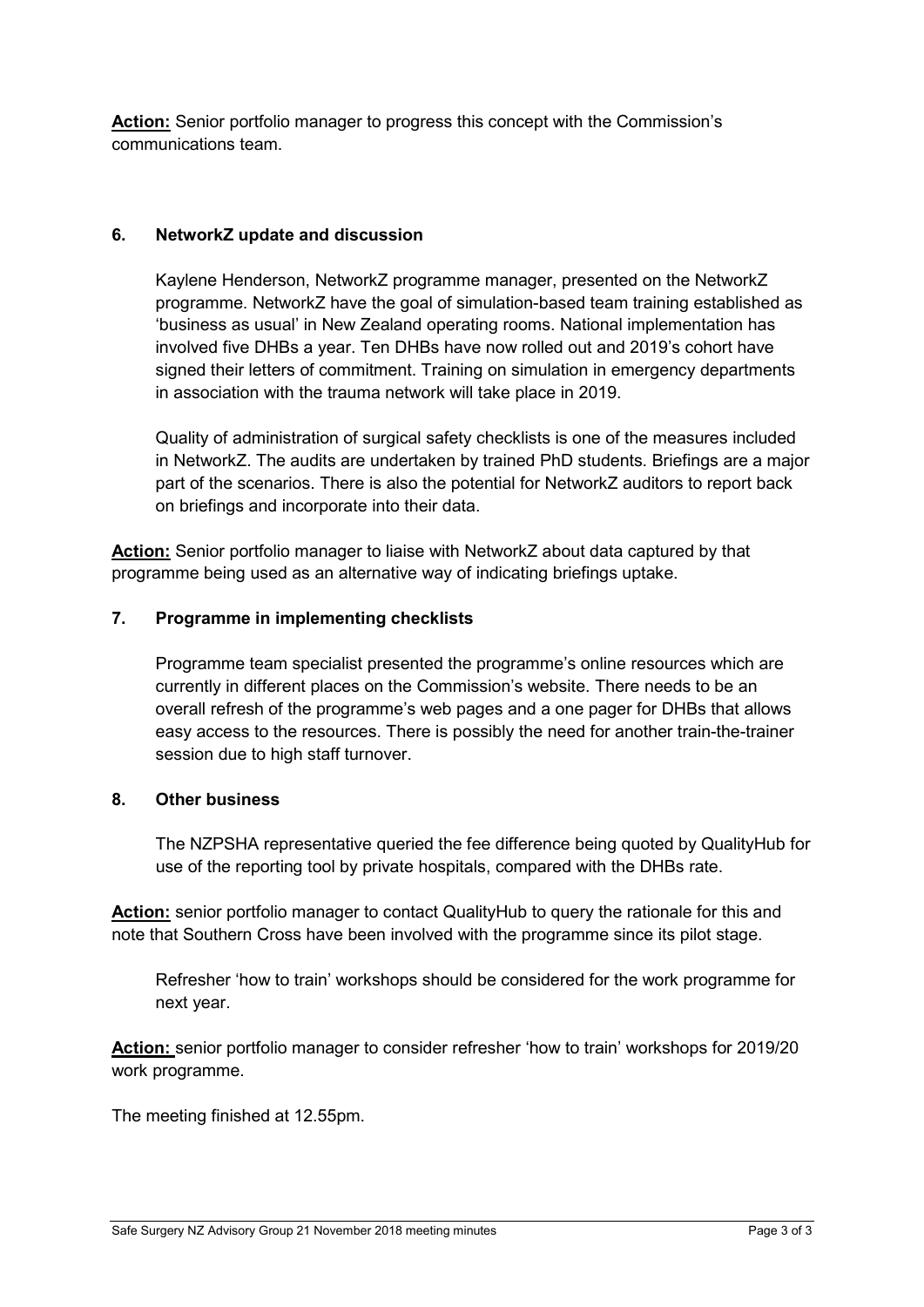**Action:** Senior portfolio manager to progress this concept with the Commission's communications team.

### 6. NetworkZ update and discussion

Kaylene Henderson, NetworkZ programme manager, presented on the NetworkZ programme. NetworkZ have the goal of simulation-based team training established as 'business as usual' in New Zealand operating rooms. National implementation has involved five DHBs a year. Ten DHBs have now rolled out and 2019's cohort have signed their letters of commitment. Training on simulation in emergency departments in association with the trauma network will take place in 2019.

Quality of administration of surgical safety checklists is one of the measures included in NetworkZ. The audits are undertaken by trained PhD students. Briefings are a major part of the scenarios. There is also the potential for NetworkZ auditors to report back on briefings and incorporate into their data.

**Action:** Senior portfolio manager to liaise with NetworkZ about data captured by that programme being used as an alternative way of indicating briefings uptake.

### 7. Programme in implementing checklists

Programme team specialist presented the programme's online resources which are currently in different places on the Commission's website. There needs to be an overall refresh of the programme's web pages and a one pager for DHBs that allows easy access to the resources. There is possibly the need for another train-the-trainer session due to high staff turnover.

### 8. Other business

The NZPSHA representative queried the fee difference being quoted by QualityHub for use of the reporting tool by private hospitals, compared with the DHBs rate.

**Action:** senior portfolio manager to contact QualityHub to query the rationale for this and note that Southern Cross have been involved with the programme since its pilot stage.

Refresher 'how to train' workshops should be considered for the work programme for next year.

**Action:** senior portfolio manager to consider refresher 'how to train' workshops for 2019/20 work programme.

The meeting finished at 12.55pm.